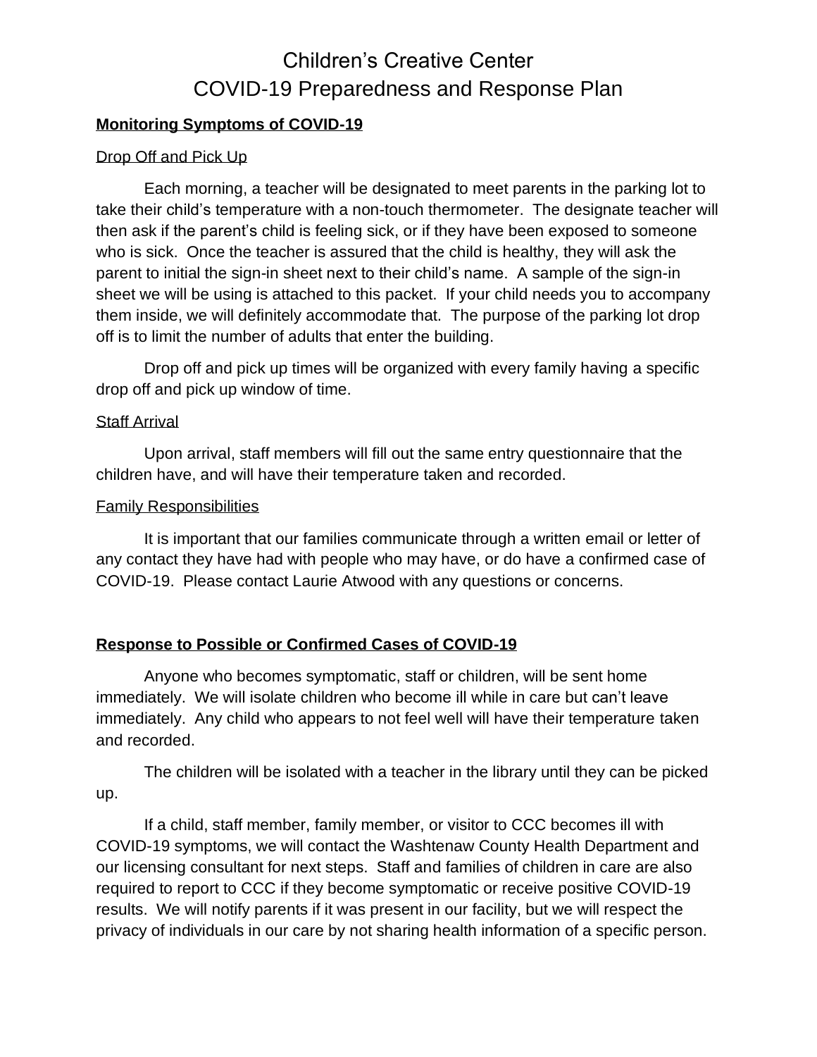# Children's Creative Center
# COVID-19 Preparedness and Response Plan

## Monitoring Symptoms of COVID-19

### Drop Off and Pick Up

Each morning, a teacher will be designated to meet parents in the parking lot to take their child's temperature with a non-touch thermometer. The designate teacher will then ask if the parent's child is feeling sick, or if they have been exposed to someone who is sick. Once the teacher is assured that the child is healthy, they will ask the parent to initial the sign-in sheet next to their child's name. A sample of the sign-in sheet we will be using is attached to this packet. If your child needs you to accompany them inside, we will definitely accommodate that. The purpose of the parking lot drop off is to limit the number of adults that enter the building.

Drop off and pick up times will be organized with every family having a specific drop off and pick up window of time.

### Staff Arrival

Upon arrival, staff members will fill out the same entry questionnaire that the children have, and will have their temperature taken and recorded.

### Family Responsibilities

It is important that our families communicate through a written email or letter of any contact they have had with people who may have, or do have a confirmed case of COVID-19. Please contact Laurie Atwood with any questions or concerns.

## Response to Possible or Confirmed Cases of COVID-19

Anyone who becomes symptomatic, staff or children, will be sent home immediately. We will isolate children who become ill while in care but can't leave immediately. Any child who appears to not feel well will have their temperature taken and recorded.

The children will be isolated with a teacher in the library until they can be picked up.

If a child, staff member, family member, or visitor to CCC becomes ill with COVID-19 symptoms, we will contact the Washtenaw County Health Department and our licensing consultant for next steps. Staff and families of children in care are also required to report to CCC if they become symptomatic or receive positive COVID-19 results. We will notify parents if it was present in our facility, but we will respect the privacy of individuals in our care by not sharing health information of a specific person.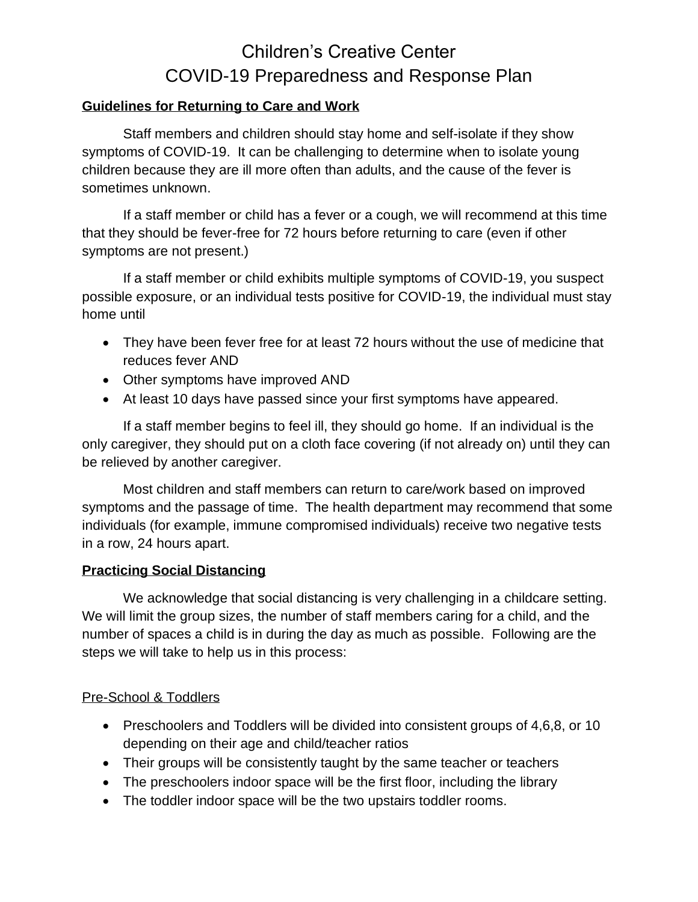# Children's Creative Center
# COVID-19 Preparedness and Response Plan

**Guidelines for Returning to Care and Work**

Staff members and children should stay home and self-isolate if they show symptoms of COVID-19. It can be challenging to determine when to isolate young children because they are ill more often than adults, and the cause of the fever is sometimes unknown.

If a staff member or child has a fever or a cough, we will recommend at this time that they should be fever-free for 72 hours before returning to care (even if other symptoms are not present.)

If a staff member or child exhibits multiple symptoms of COVID-19, you suspect possible exposure, or an individual tests positive for COVID-19, the individual must stay home until

- They have been fever free for at least 72 hours without the use of medicine that reduces fever AND
- Other symptoms have improved AND
- At least 10 days have passed since your first symptoms have appeared.

If a staff member begins to feel ill, they should go home. If an individual is the only caregiver, they should put on a cloth face covering (if not already on) until they can be relieved by another caregiver.

Most children and staff members can return to care/work based on improved symptoms and the passage of time. The health department may recommend that some individuals (for example, immune compromised individuals) receive two negative tests in a row, 24 hours apart.

**Practicing Social Distancing**

We acknowledge that social distancing is very challenging in a childcare setting. We will limit the group sizes, the number of staff members caring for a child, and the number of spaces a child is in during the day as much as possible. Following are the steps we will take to help us in this process:

Pre-School & Toddlers

- Preschoolers and Toddlers will be divided into consistent groups of 4,6,8, or 10 depending on their age and child/teacher ratios
- Their groups will be consistently taught by the same teacher or teachers
- The preschoolers indoor space will be the first floor, including the library
- The toddler indoor space will be the two upstairs toddler rooms.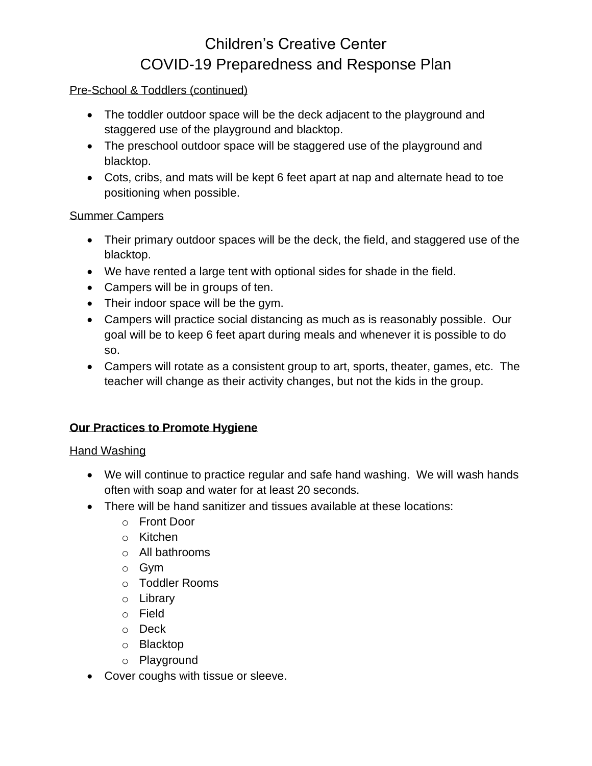Pre-School & Toddlers (continued)

- The toddler outdoor space will be the deck adjacent to the playground and staggered use of the playground and blacktop.
- The preschool outdoor space will be staggered use of the playground and blacktop.
- Cots, cribs, and mats will be kept 6 feet apart at nap and alternate head to toe positioning when possible.

Summer Campers

- Their primary outdoor spaces will be the deck, the field, and staggered use of the blacktop.
- We have rented a large tent with optional sides for shade in the field.
- Campers will be in groups of ten.
- Their indoor space will be the gym.
- Campers will practice social distancing as much as is reasonably possible. Our goal will be to keep 6 feet apart during meals and whenever it is possible to do so.
- Campers will rotate as a consistent group to art, sports, theater, games, etc. The teacher will change as their activity changes, but not the kids in the group.

## Our Practices to Promote Hygiene

Hand Washing

- We will continue to practice regular and safe hand washing. We will wash hands often with soap and water for at least 20 seconds.
- There will be hand sanitizer and tissues available at these locations:
  - Front Door
  - Kitchen
  - All bathrooms
  - Gym
  - Toddler Rooms
  - Library
  - Field
  - Deck
  - Blacktop
  - Playground
- Cover coughs with tissue or sleeve.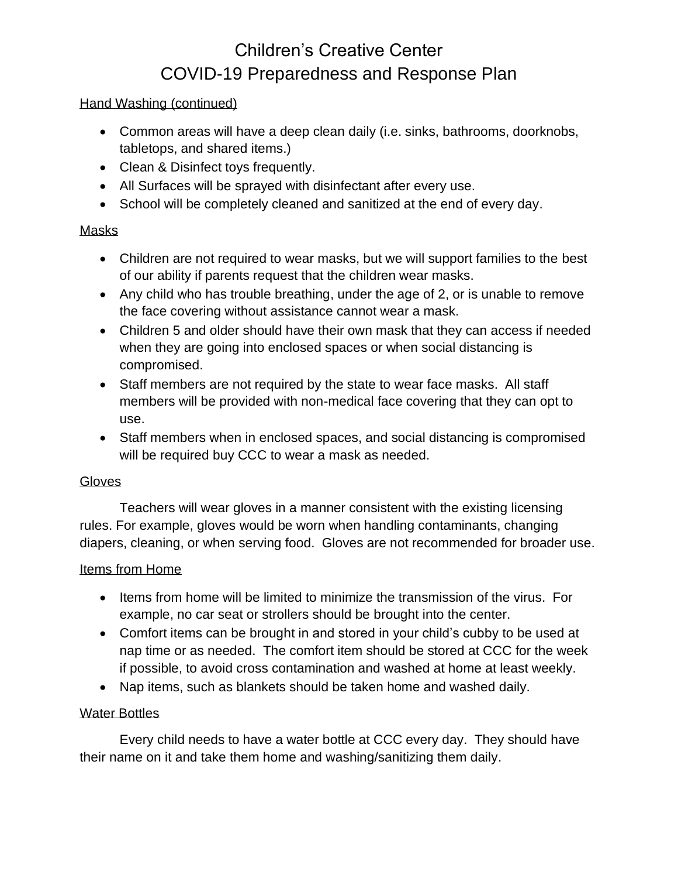# Children's Creative Center
# COVID-19 Preparedness and Response Plan

Hand Washing (continued)

- Common areas will have a deep clean daily (i.e. sinks, bathrooms, doorknobs, tabletops, and shared items.)
- Clean & Disinfect toys frequently.
- All Surfaces will be sprayed with disinfectant after every use.
- School will be completely cleaned and sanitized at the end of every day.

Masks

- Children are not required to wear masks, but we will support families to the best of our ability if parents request that the children wear masks.
- Any child who has trouble breathing, under the age of 2, or is unable to remove the face covering without assistance cannot wear a mask.
- Children 5 and older should have their own mask that they can access if needed when they are going into enclosed spaces or when social distancing is compromised.
- Staff members are not required by the state to wear face masks. All staff members will be provided with non-medical face covering that they can opt to use.
- Staff members when in enclosed spaces, and social distancing is compromised will be required buy CCC to wear a mask as needed.

Gloves

Teachers will wear gloves in a manner consistent with the existing licensing rules. For example, gloves would be worn when handling contaminants, changing diapers, cleaning, or when serving food. Gloves are not recommended for broader use.

Items from Home

- Items from home will be limited to minimize the transmission of the virus. For example, no car seat or strollers should be brought into the center.
- Comfort items can be brought in and stored in your child's cubby to be used at nap time or as needed. The comfort item should be stored at CCC for the week if possible, to avoid cross contamination and washed at home at least weekly.
- Nap items, such as blankets should be taken home and washed daily.

Water Bottles

Every child needs to have a water bottle at CCC every day. They should have their name on it and take them home and washing/sanitizing them daily.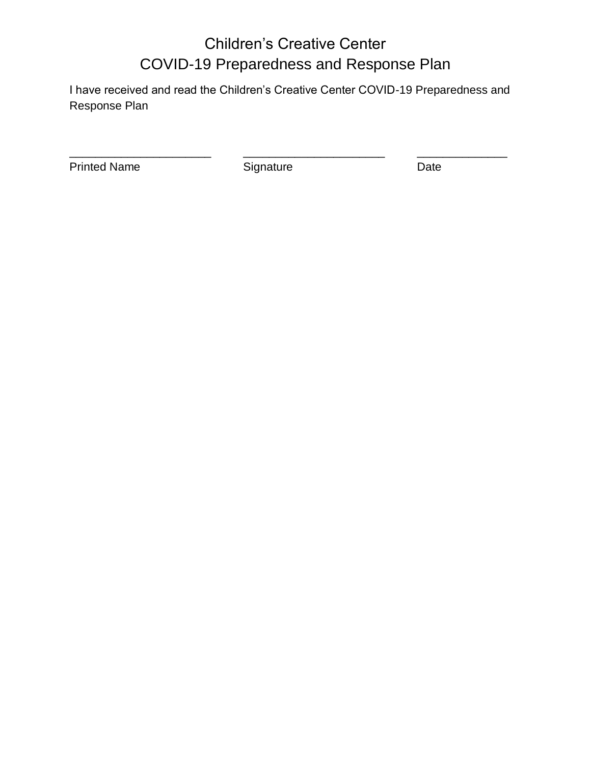# Children's Creative Center
# COVID-19 Preparedness and Response Plan

I have received and read the Children's Creative Center COVID-19 Preparedness and Response Plan

| | | |
|---|---|---|
| ______________________ | ______________________ | ______________ |
| Printed Name | Signature | Date |